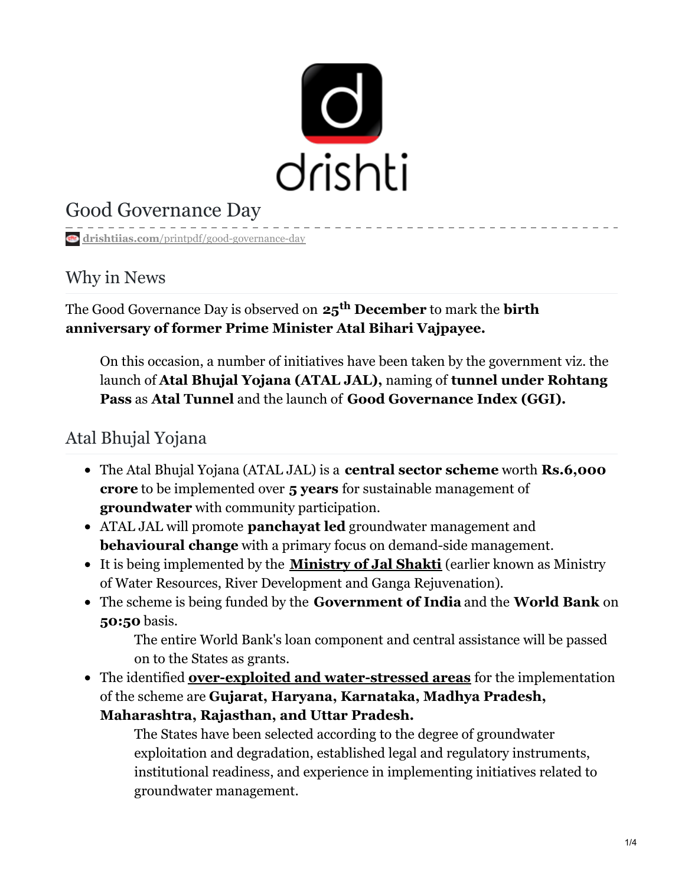# Good Governance Day

drishtiias.com/printpdf/good-governance-day

## Why in News

The Good Governance Day is observed on **25th December** to mark the **birth anniversary of former Prime Minister Atal Bihari Vajpayee.**

> On this occasion, a number of initiatives have been taken by the government viz. the launch of **Atal Bhujal Yojana (ATAL JAL),** naming of **tunnel under Rohtang Pass** as **Atal Tunnel** and the launch of **Good Governance Index (GGI).**

## Atal Bhujal Yojana

- The Atal Bhujal Yojana (ATAL JAL) is a **central sector scheme** worth **Rs.6,000 crore** to be implemented over **5 years** for sustainable management of **groundwater** with community participation.
- ATAL JAL will promote **panchayat led** groundwater management and **behavioural change** with a primary focus on demand-side management.
- It is being implemented by the **Ministry of Jal Shakti** (earlier known as Ministry of Water Resources, River Development and Ganga Rejuvenation).
- The scheme is being funded by the **Government of India** and the **World Bank** on **50:50** basis.
    - The entire World Bank's loan component and central assistance will be passed on to the States as grants.
- The identified **over-exploited and water-stressed areas** for the implementation of the scheme are **Gujarat, Haryana, Karnataka, Madhya Pradesh, Maharashtra, Rajasthan, and Uttar Pradesh.**
    - The States have been selected according to the degree of groundwater exploitation and degradation, established legal and regulatory instruments, institutional readiness, and experience in implementing initiatives related to groundwater management.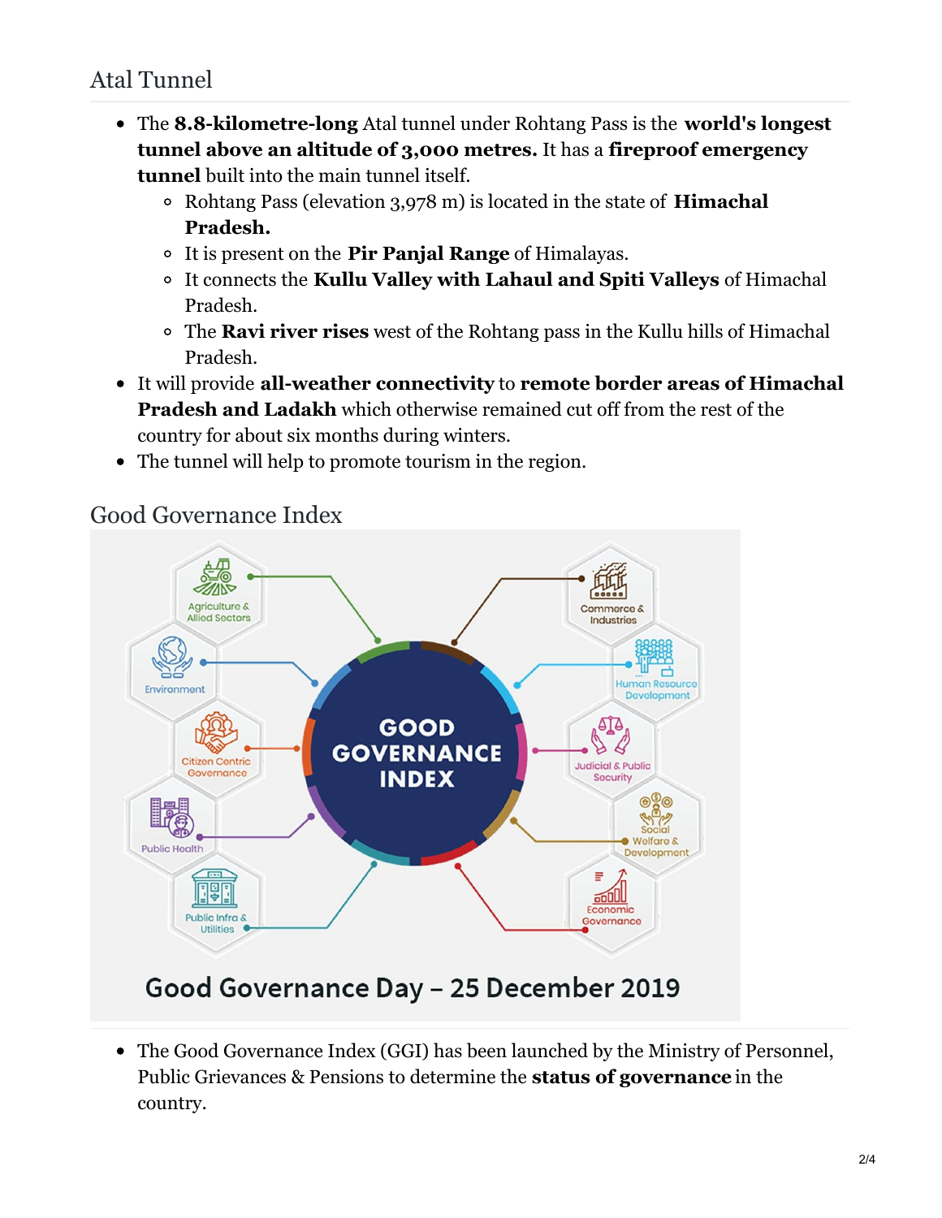## Atal Tunnel

- The **8.8-kilometre-long** Atal tunnel under Rohtang Pass is the **world's longest tunnel above an altitude of 3,000 metres.** It has a **fireproof emergency tunnel** built into the main tunnel itself.
  - Rohtang Pass (elevation 3,978 m) is located in the state of **Himachal Pradesh.**
  - It is present on the **Pir Panjal Range** of Himalayas.
  - It connects the **Kullu Valley with Lahaul and Spiti Valleys** of Himachal Pradesh.
  - The **Ravi river rises** west of the Rohtang pass in the Kullu hills of Himachal Pradesh.
- It will provide **all-weather connectivity** to **remote border areas of Himachal Pradesh and Ladakh** which otherwise remained cut off from the rest of the country for about six months during winters.
- The tunnel will help to promote tourism in the region.

## Good Governance Index

GOOD GOVERNANCE INDEX

- Agriculture & Allied Sectors
- Environment
- Citizen Centric Governance
- Public Health
- Public Infra & Utilities
- Commerce & Industries
- Human Resource Development
- Judicial & Public Security
- Social Welfare & Development
- Economic Governance

Good Governance Day – 25 December 2019

- The Good Governance Index (GGI) has been launched by the Ministry of Personnel, Public Grievances & Pensions to determine the **status of governance** in the country.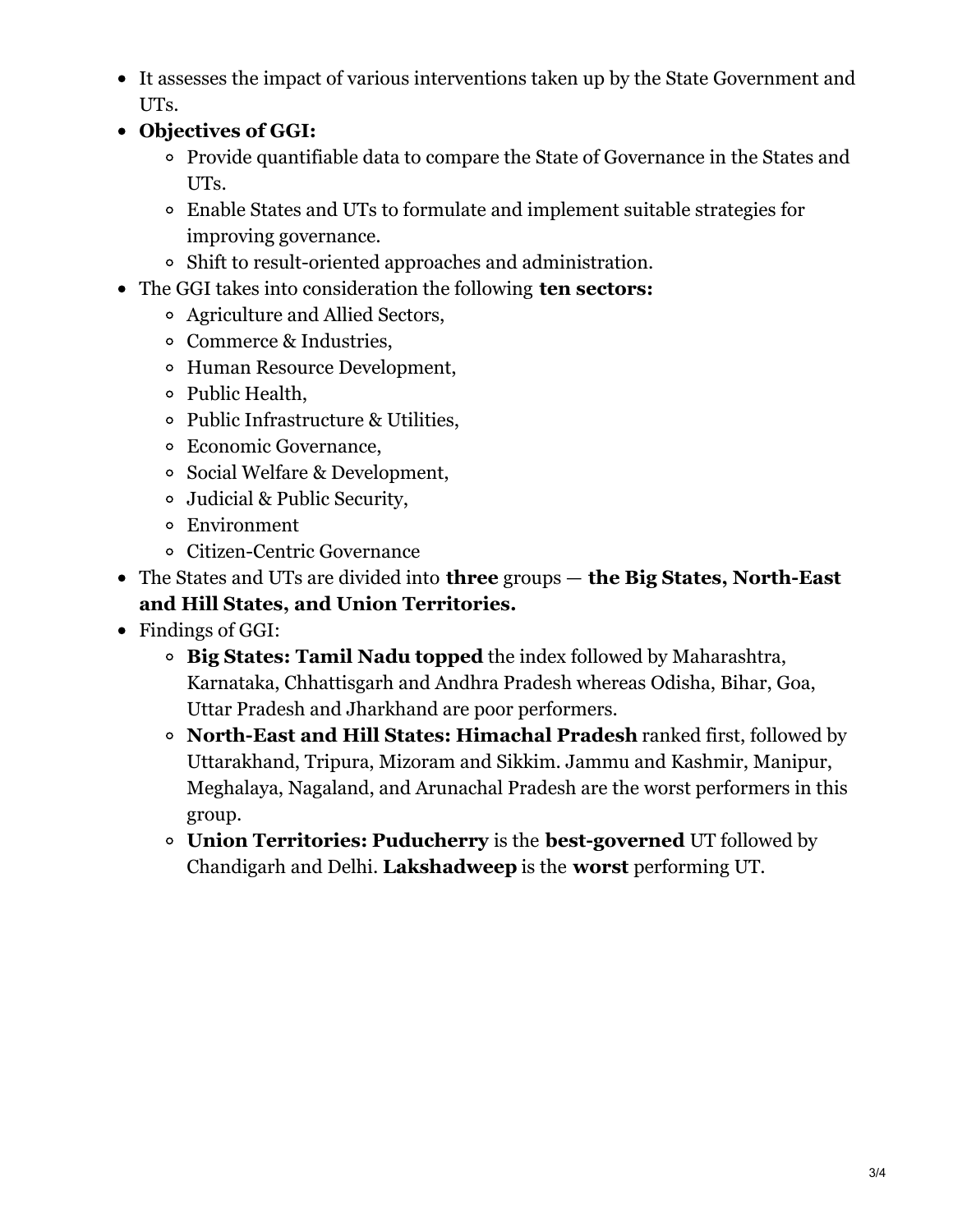- It assesses the impact of various interventions taken up by the State Government and UTs.
- **Objectives of GGI:**
    - Provide quantifiable data to compare the State of Governance in the States and UTs.
    - Enable States and UTs to formulate and implement suitable strategies for improving governance.
    - Shift to result-oriented approaches and administration.
- The GGI takes into consideration the following **ten sectors:**
    - Agriculture and Allied Sectors,
    - Commerce & Industries,
    - Human Resource Development,
    - Public Health,
    - Public Infrastructure & Utilities,
    - Economic Governance,
    - Social Welfare & Development,
    - Judicial & Public Security,
    - Environment
    - Citizen-Centric Governance
- The States and UTs are divided into **three** groups — **the Big States, North-East and Hill States, and Union Territories.**
- Findings of GGI:
    - **Big States: Tamil Nadu topped** the index followed by Maharashtra, Karnataka, Chhattisgarh and Andhra Pradesh whereas Odisha, Bihar, Goa, Uttar Pradesh and Jharkhand are poor performers.
    - **North-East and Hill States: Himachal Pradesh** ranked first, followed by Uttarakhand, Tripura, Mizoram and Sikkim. Jammu and Kashmir, Manipur, Meghalaya, Nagaland, and Arunachal Pradesh are the worst performers in this group.
    - **Union Territories: Puducherry** is the **best-governed** UT followed by Chandigarh and Delhi. **Lakshadweep** is the **worst** performing UT.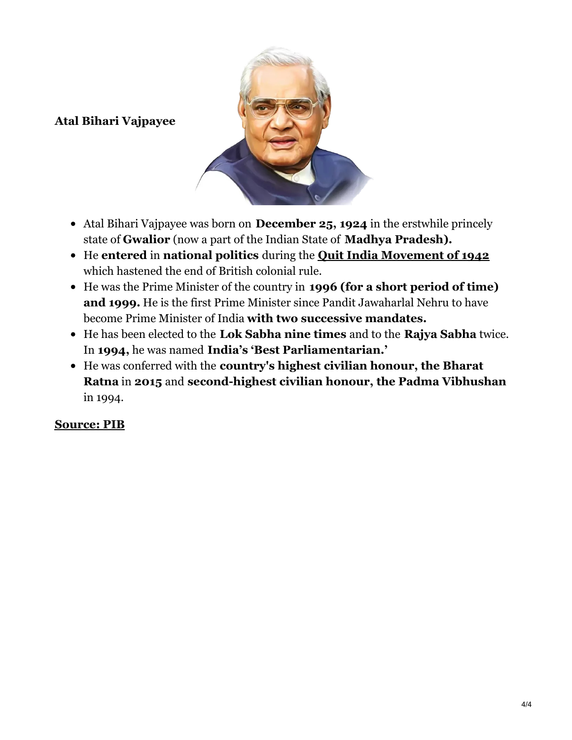**Atal Bihari Vajpayee**

- Atal Bihari Vajpayee was born on **December 25, 1924** in the erstwhile princely state of **Gwalior** (now a part of the Indian State of **Madhya Pradesh).**
- He **entered** in **national politics** during the **Quit India Movement of 1942** which hastened the end of British colonial rule.
- He was the Prime Minister of the country in **1996 (for a short period of time) and 1999.** He is the first Prime Minister since Pandit Jawaharlal Nehru to have become Prime Minister of India **with two successive mandates.**
- He has been elected to the **Lok Sabha nine times** and to the **Rajya Sabha** twice. In **1994,** he was named **India's 'Best Parliamentarian.'**
- He was conferred with the **country's highest civilian honour, the Bharat Ratna** in **2015** and **second-highest civilian honour, the Padma Vibhushan** in 1994.

**Source: PIB**